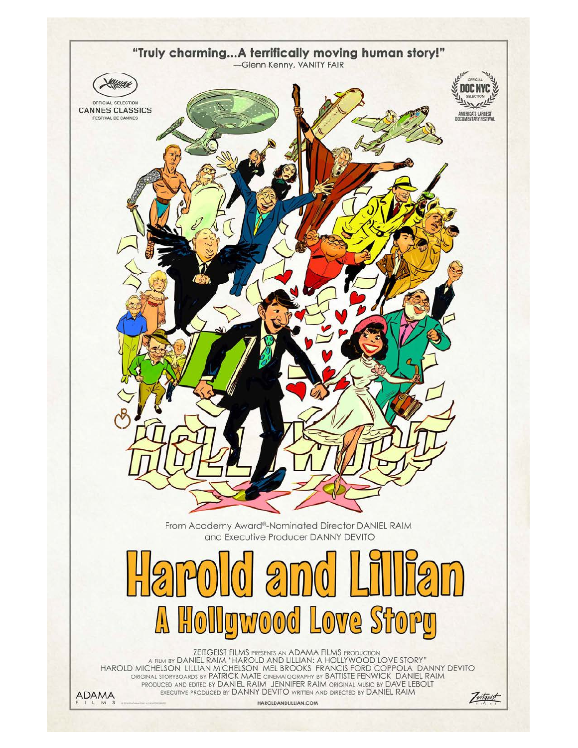"Truly charming...A terrifically moving human story!"
—Glenn Kenny, VANITY FAIR

OFFICIAL SELECTION
CANNES CLASSICS
FESTIVAL DE CANNES

OFFICIAL DOC NYC SELECTION
AMERICA'S LARGEST DOCUMENTARY FESTIVAL

From Academy Award®-Nominated Director DANIEL RAIM
and Executive Producer DANNY DEVITO

# Harold and Lillian
## A Hollywood Love Story

ZEITGEIST FILMS PRESENTS AN ADAMA FILMS PRODUCTION
A FILM BY DANIEL RAIM "HAROLD AND LILLIAN: A HOLLYWOOD LOVE STORY"
HAROLD MICHELSON LILLIAN MICHELSON MEL BROOKS FRANCIS FORD COPPOLA DANNY DEVITO
ORIGINAL STORYBOARDS BY PATRICK MATE CINEMATOGRAPHY BY BATTISTE FENWICK DANIEL RAIM
PRODUCED AND EDITED BY DANIEL RAIM JENNIFER RAIM ORIGINAL MUSIC BY DAVE LEBOLT
EXECUTIVE PRODUCED BY DANNY DEVITO WRITTEN AND DIRECTED BY DANIEL RAIM

ADAMA FILMS

HAROLDANDLILLIAN.COM

Zeitgeist Films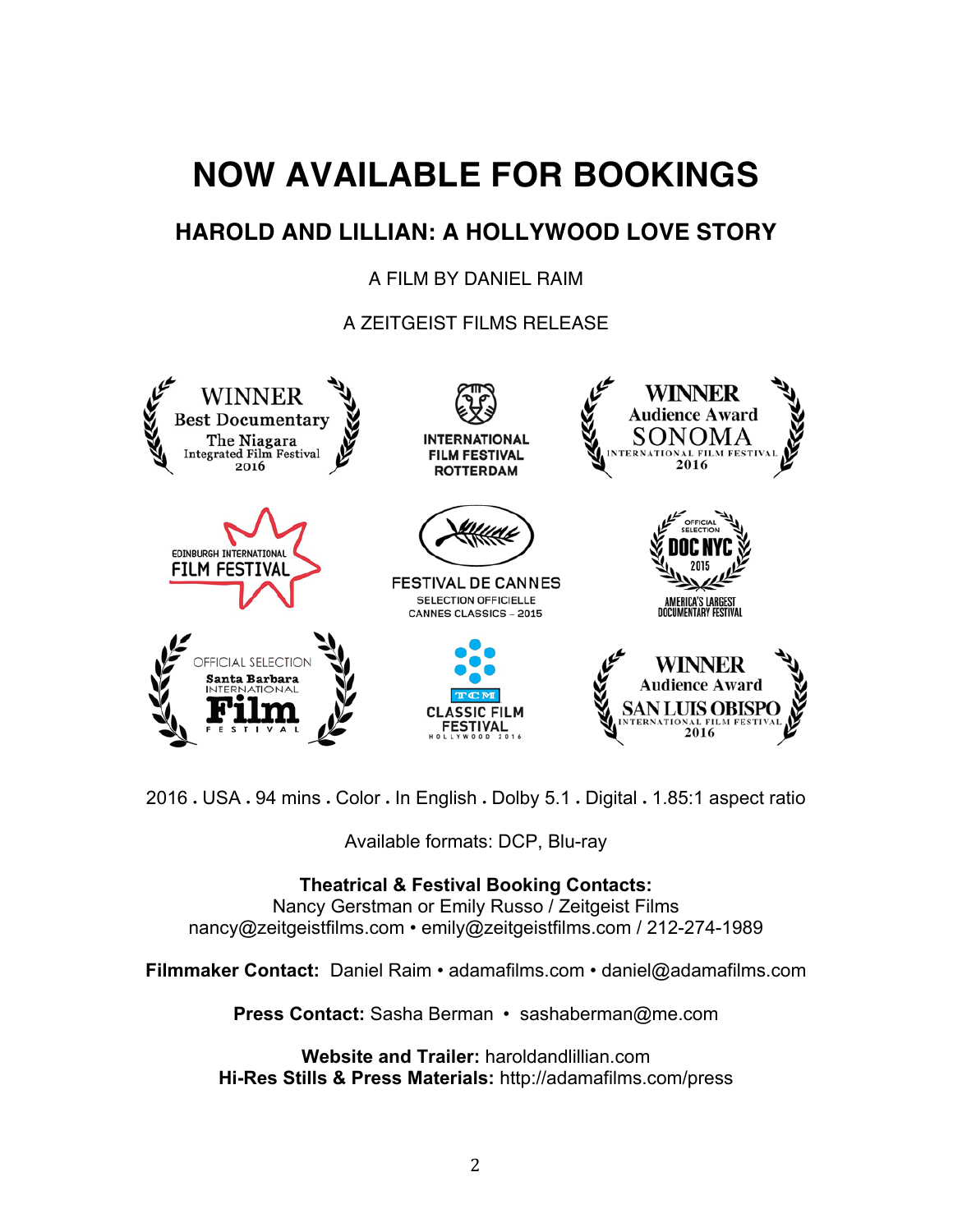# NOW AVAILABLE FOR BOOKINGS

## HAROLD AND LILLIAN: A HOLLYWOOD LOVE STORY

A FILM BY DANIEL RAIM

A ZEITGEIST FILMS RELEASE

WINNER Best Documentary The Niagara Integrated Film Festival 2016

INTERNATIONAL FILM FESTIVAL ROTTERDAM

WINNER Audience Award SONOMA INTERNATIONAL FILM FESTIVAL 2016

EDINBURGH INTERNATIONAL FILM FESTIVAL

FESTIVAL DE CANNES SELECTION OFFICIELLE CANNES CLASSICS – 2015

OFFICIAL SELECTION DOC NYC 2015 AMERICA'S LARGEST DOCUMENTARY FESTIVAL

OFFICIAL SELECTION Santa Barbara INTERNATIONAL Film FESTIVAL

TCM CLASSIC FILM FESTIVAL HOLLYWOOD 2016

WINNER Audience Award SAN LUIS OBISPO INTERNATIONAL FILM FESTIVAL 2016

2016 . USA . 94 mins . Color . In English . Dolby 5.1 . Digital . 1.85:1 aspect ratio

Available formats: DCP, Blu-ray

**Theatrical & Festival Booking Contacts:**
Nancy Gerstman or Emily Russo / Zeitgeist Films
nancy@zeitgeistfilms.com • emily@zeitgeistfilms.com / 212-274-1989

**Filmmaker Contact:** Daniel Raim • adamafilms.com • daniel@adamafilms.com

**Press Contact:** Sasha Berman • sashaberman@me.com

**Website and Trailer:** haroldandlillian.com
**Hi-Res Stills & Press Materials:** http://adamafilms.com/press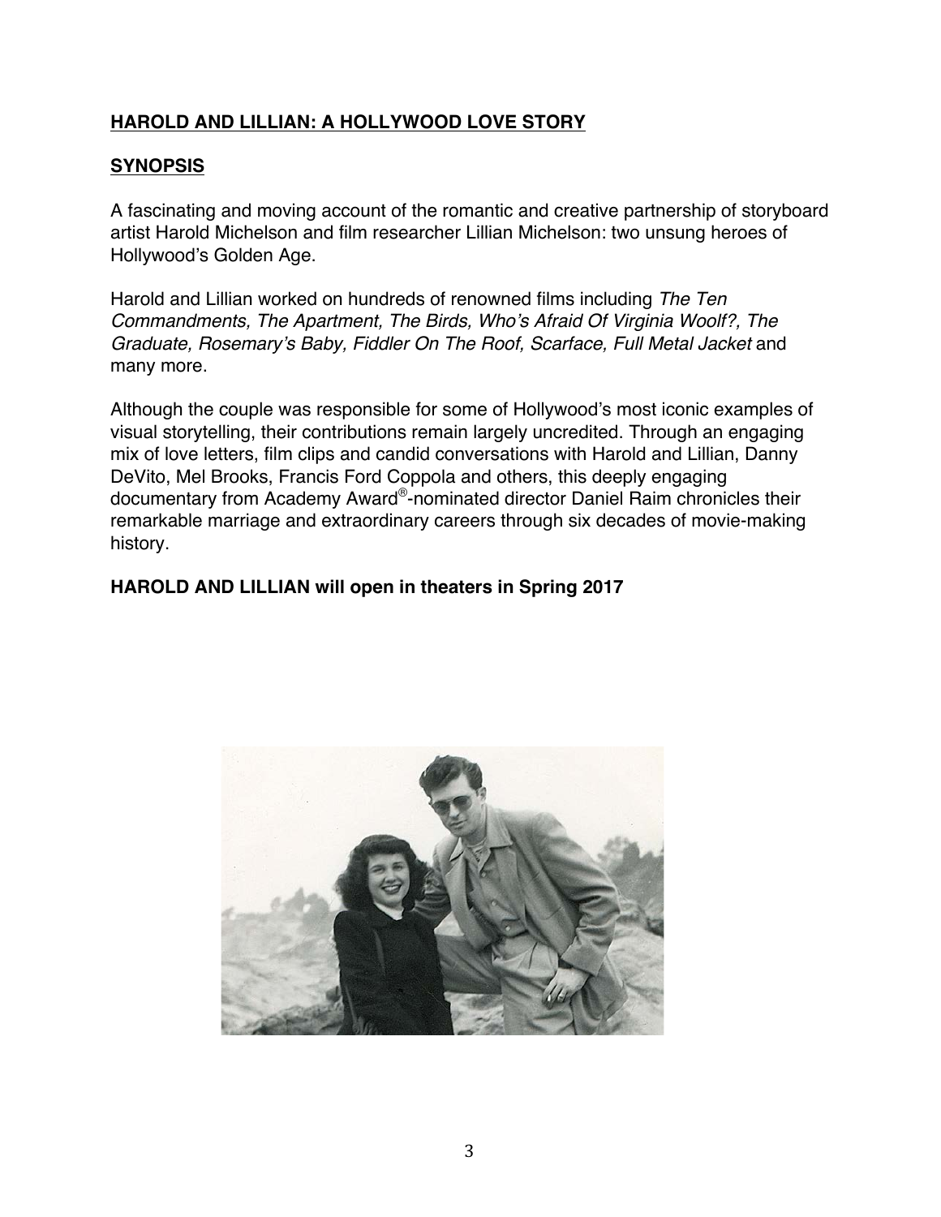**HAROLD AND LILLIAN: A HOLLYWOOD LOVE STORY**

**SYNOPSIS**

A fascinating and moving account of the romantic and creative partnership of storyboard artist Harold Michelson and film researcher Lillian Michelson: two unsung heroes of Hollywood's Golden Age.

Harold and Lillian worked on hundreds of renowned films including *The Ten Commandments, The Apartment, The Birds, Who's Afraid Of Virginia Woolf?, The Graduate, Rosemary's Baby, Fiddler On The Roof, Scarface, Full Metal Jacket* and many more.

Although the couple was responsible for some of Hollywood's most iconic examples of visual storytelling, their contributions remain largely uncredited. Through an engaging mix of love letters, film clips and candid conversations with Harold and Lillian, Danny DeVito, Mel Brooks, Francis Ford Coppola and others, this deeply engaging documentary from Academy Award®-nominated director Daniel Raim chronicles their remarkable marriage and extraordinary careers through six decades of movie-making history.

**HAROLD AND LILLIAN will open in theaters in Spring 2017**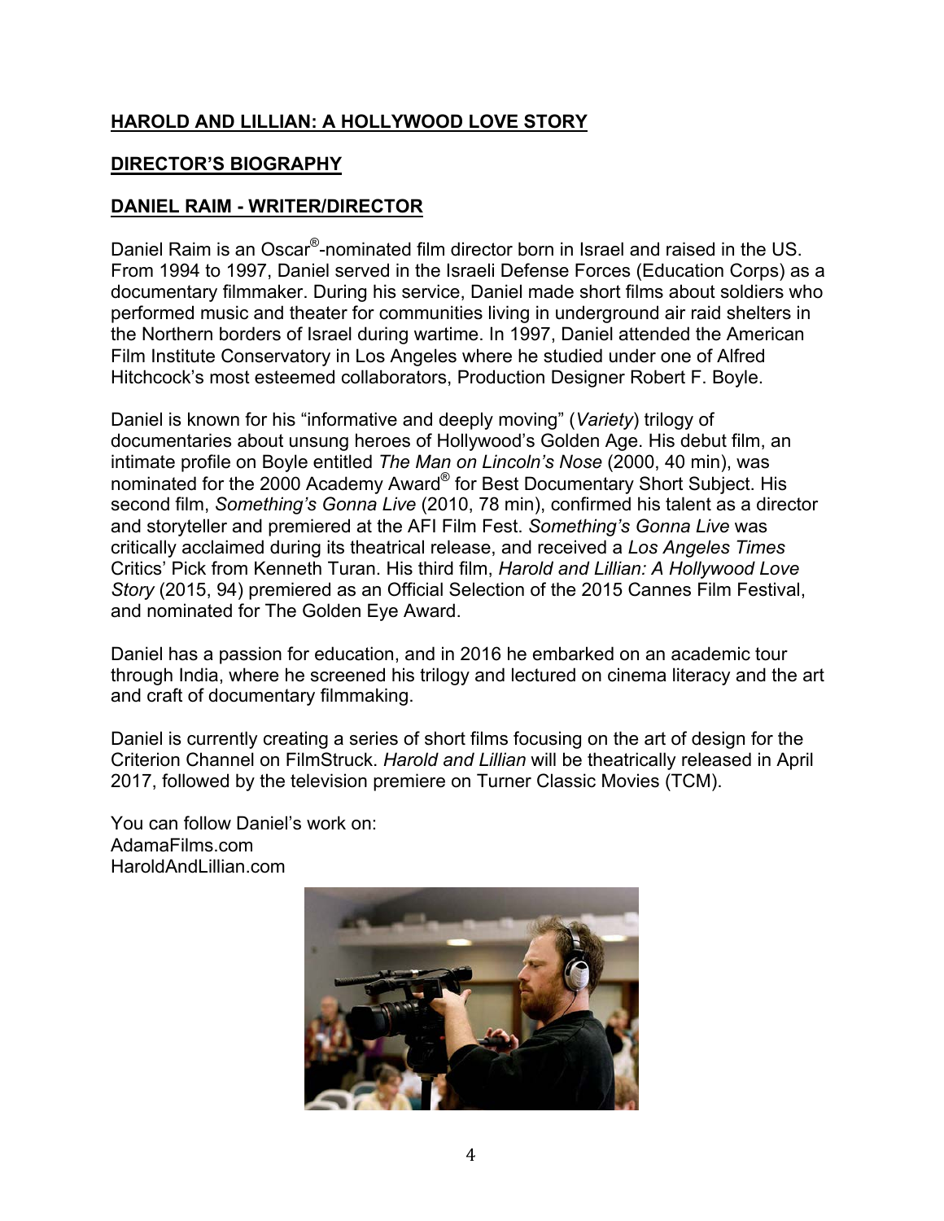**HAROLD AND LILLIAN: A HOLLYWOOD LOVE STORY**

**DIRECTOR'S BIOGRAPHY**

**DANIEL RAIM - WRITER/DIRECTOR**

Daniel Raim is an Oscar®-nominated film director born in Israel and raised in the US. From 1994 to 1997, Daniel served in the Israeli Defense Forces (Education Corps) as a documentary filmmaker. During his service, Daniel made short films about soldiers who performed music and theater for communities living in underground air raid shelters in the Northern borders of Israel during wartime. In 1997, Daniel attended the American Film Institute Conservatory in Los Angeles where he studied under one of Alfred Hitchcock's most esteemed collaborators, Production Designer Robert F. Boyle.

Daniel is known for his "informative and deeply moving" (*Variety*) trilogy of documentaries about unsung heroes of Hollywood's Golden Age. His debut film, an intimate profile on Boyle entitled *The Man on Lincoln's Nose* (2000, 40 min), was nominated for the 2000 Academy Award® for Best Documentary Short Subject. His second film, *Something's Gonna Live* (2010, 78 min), confirmed his talent as a director and storyteller and premiered at the AFI Film Fest. *Something's Gonna Live* was critically acclaimed during its theatrical release, and received a *Los Angeles Times* Critics' Pick from Kenneth Turan. His third film, *Harold and Lillian: A Hollywood Love Story* (2015, 94) premiered as an Official Selection of the 2015 Cannes Film Festival, and nominated for The Golden Eye Award.

Daniel has a passion for education, and in 2016 he embarked on an academic tour through India, where he screened his trilogy and lectured on cinema literacy and the art and craft of documentary filmmaking.

Daniel is currently creating a series of short films focusing on the art of design for the Criterion Channel on FilmStruck. *Harold and Lillian* will be theatrically released in April 2017, followed by the television premiere on Turner Classic Movies (TCM).

You can follow Daniel's work on:
AdamaFilms.com
HaroldAndLillian.com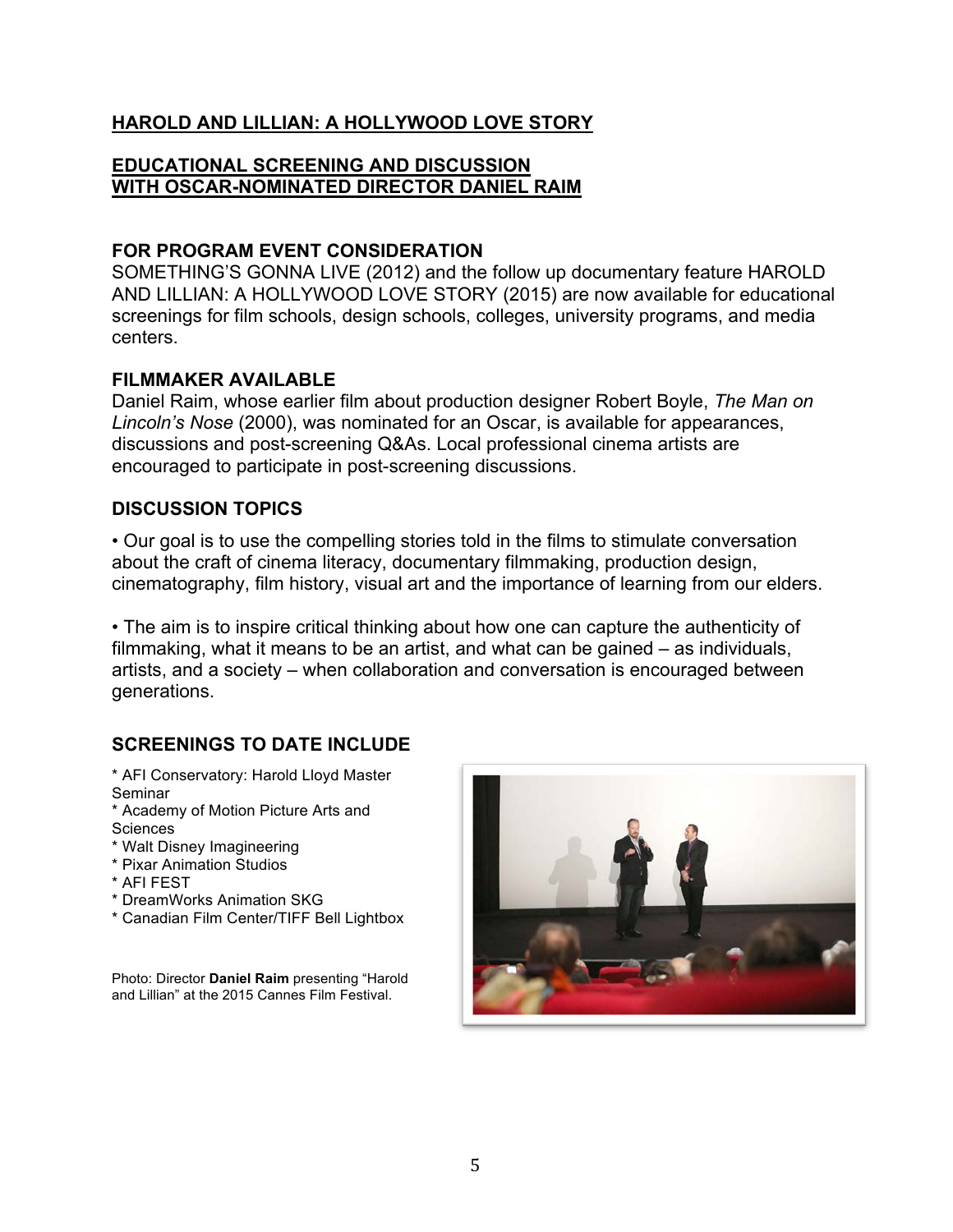## HAROLD AND LILLIAN: A HOLLYWOOD LOVE STORY

## EDUCATIONAL SCREENING AND DISCUSSION WITH OSCAR-NOMINATED DIRECTOR DANIEL RAIM

### FOR PROGRAM EVENT CONSIDERATION

SOMETHING'S GONNA LIVE (2012) and the follow up documentary feature HAROLD AND LILLIAN: A HOLLYWOOD LOVE STORY (2015) are now available for educational screenings for film schools, design schools, colleges, university programs, and media centers.

### FILMMAKER AVAILABLE

Daniel Raim, whose earlier film about production designer Robert Boyle, *The Man on Lincoln's Nose* (2000), was nominated for an Oscar, is available for appearances, discussions and post-screening Q&As. Local professional cinema artists are encouraged to participate in post-screening discussions.

### DISCUSSION TOPICS

• Our goal is to use the compelling stories told in the films to stimulate conversation about the craft of cinema literacy, documentary filmmaking, production design, cinematography, film history, visual art and the importance of learning from our elders.

• The aim is to inspire critical thinking about how one can capture the authenticity of filmmaking, what it means to be an artist, and what can be gained – as individuals, artists, and a society – when collaboration and conversation is encouraged between generations.

### SCREENINGS TO DATE INCLUDE

* AFI Conservatory: Harold Lloyd Master Seminar
* Academy of Motion Picture Arts and Sciences
* Walt Disney Imagineering
* Pixar Animation Studios
* AFI FEST
* DreamWorks Animation SKG
* Canadian Film Center/TIFF Bell Lightbox

Photo: Director **Daniel Raim** presenting "Harold and Lillian" at the 2015 Cannes Film Festival.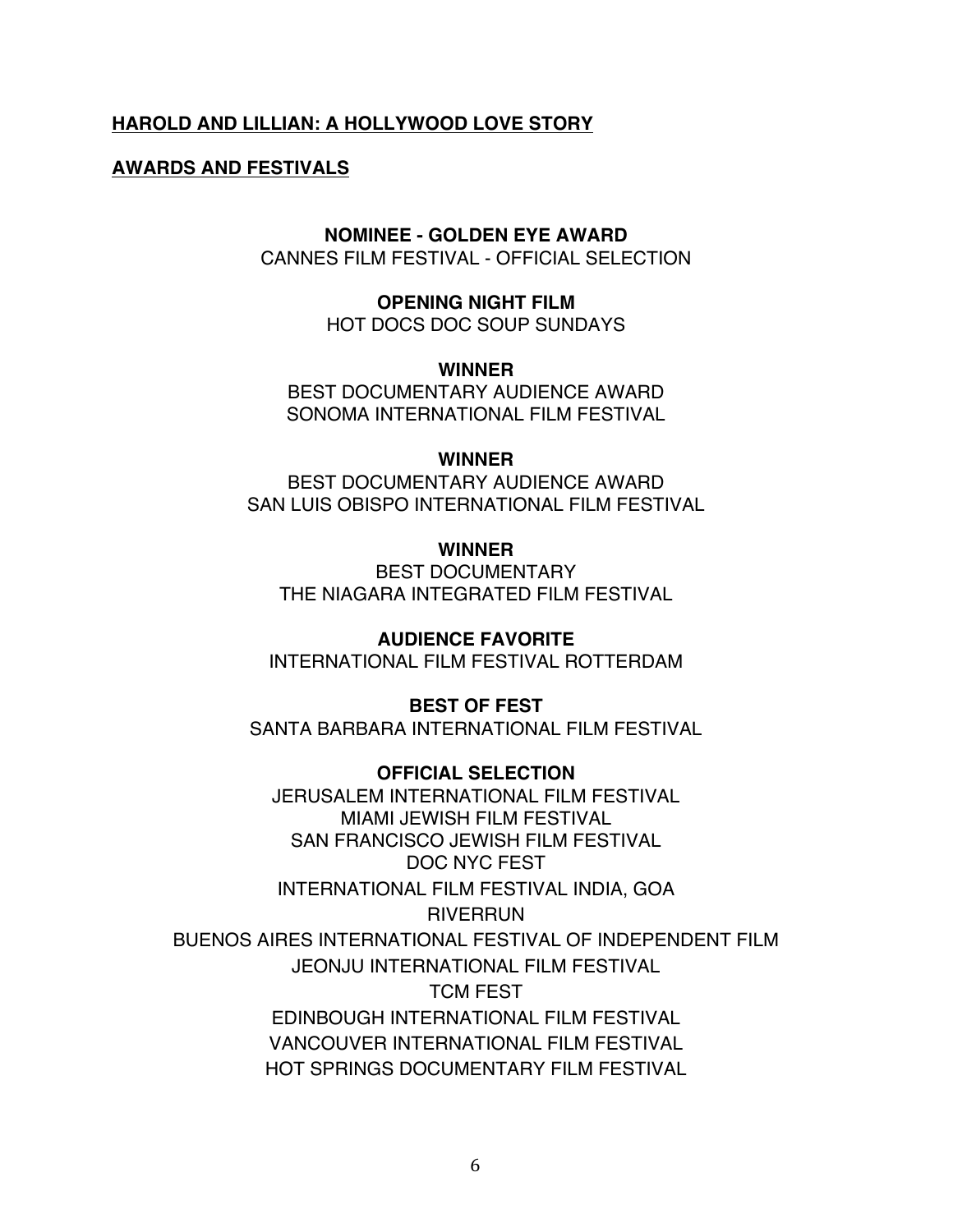**HAROLD AND LILLIAN: A HOLLYWOOD LOVE STORY**

**AWARDS AND FESTIVALS**

**NOMINEE - GOLDEN EYE AWARD**
CANNES FILM FESTIVAL - OFFICIAL SELECTION

**OPENING NIGHT FILM**
HOT DOCS DOC SOUP SUNDAYS

**WINNER**
BEST DOCUMENTARY AUDIENCE AWARD
SONOMA INTERNATIONAL FILM FESTIVAL

**WINNER**
BEST DOCUMENTARY AUDIENCE AWARD
SAN LUIS OBISPO INTERNATIONAL FILM FESTIVAL

**WINNER**
BEST DOCUMENTARY
THE NIAGARA INTEGRATED FILM FESTIVAL

**AUDIENCE FAVORITE**
INTERNATIONAL FILM FESTIVAL ROTTERDAM

**BEST OF FEST**
SANTA BARBARA INTERNATIONAL FILM FESTIVAL

**OFFICIAL SELECTION**
JERUSALEM INTERNATIONAL FILM FESTIVAL
MIAMI JEWISH FILM FESTIVAL
SAN FRANCISCO JEWISH FILM FESTIVAL
DOC NYC FEST
INTERNATIONAL FILM FESTIVAL INDIA, GOA
RIVERRUN
BUENOS AIRES INTERNATIONAL FESTIVAL OF INDEPENDENT FILM
JEONJU INTERNATIONAL FILM FESTIVAL
TCM FEST
EDINBOUGH INTERNATIONAL FILM FESTIVAL
VANCOUVER INTERNATIONAL FILM FESTIVAL
HOT SPRINGS DOCUMENTARY FILM FESTIVAL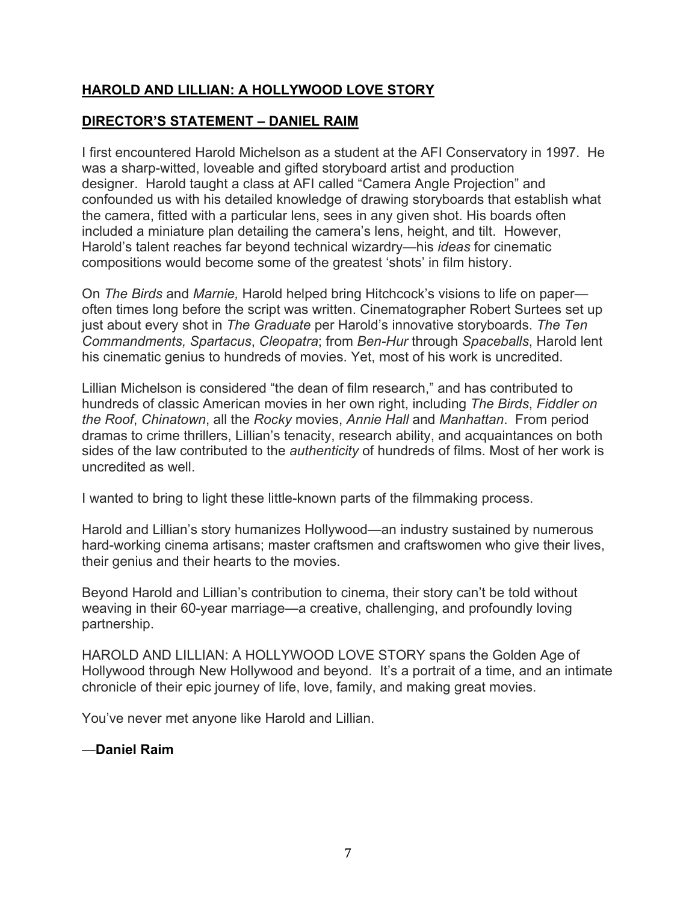## **HAROLD AND LILLIAN: A HOLLYWOOD LOVE STORY**

## **DIRECTOR'S STATEMENT – DANIEL RAIM**

I first encountered Harold Michelson as a student at the AFI Conservatory in 1997. He was a sharp-witted, loveable and gifted storyboard artist and production designer. Harold taught a class at AFI called "Camera Angle Projection" and confounded us with his detailed knowledge of drawing storyboards that establish what the camera, fitted with a particular lens, sees in any given shot. His boards often included a miniature plan detailing the camera's lens, height, and tilt. However, Harold's talent reaches far beyond technical wizardry—his *ideas* for cinematic compositions would become some of the greatest 'shots' in film history.

On *The Birds* and *Marnie,* Harold helped bring Hitchcock's visions to life on paper—often times long before the script was written. Cinematographer Robert Surtees set up just about every shot in *The Graduate* per Harold's innovative storyboards. *The Ten Commandments, Spartacus*, *Cleopatra*; from *Ben-Hur* through *Spaceballs*, Harold lent his cinematic genius to hundreds of movies. Yet, most of his work is uncredited.

Lillian Michelson is considered "the dean of film research," and has contributed to hundreds of classic American movies in her own right, including *The Birds*, *Fiddler on the Roof*, *Chinatown*, all the *Rocky* movies, *Annie Hall* and *Manhattan*. From period dramas to crime thrillers, Lillian's tenacity, research ability, and acquaintances on both sides of the law contributed to the *authenticity* of hundreds of films. Most of her work is uncredited as well.

I wanted to bring to light these little-known parts of the filmmaking process.

Harold and Lillian's story humanizes Hollywood—an industry sustained by numerous hard-working cinema artisans; master craftsmen and craftswomen who give their lives, their genius and their hearts to the movies.

Beyond Harold and Lillian's contribution to cinema, their story can't be told without weaving in their 60-year marriage—a creative, challenging, and profoundly loving partnership.

HAROLD AND LILLIAN: A HOLLYWOOD LOVE STORY spans the Golden Age of Hollywood through New Hollywood and beyond. It's a portrait of a time, and an intimate chronicle of their epic journey of life, love, family, and making great movies.

You've never met anyone like Harold and Lillian.

—**Daniel Raim**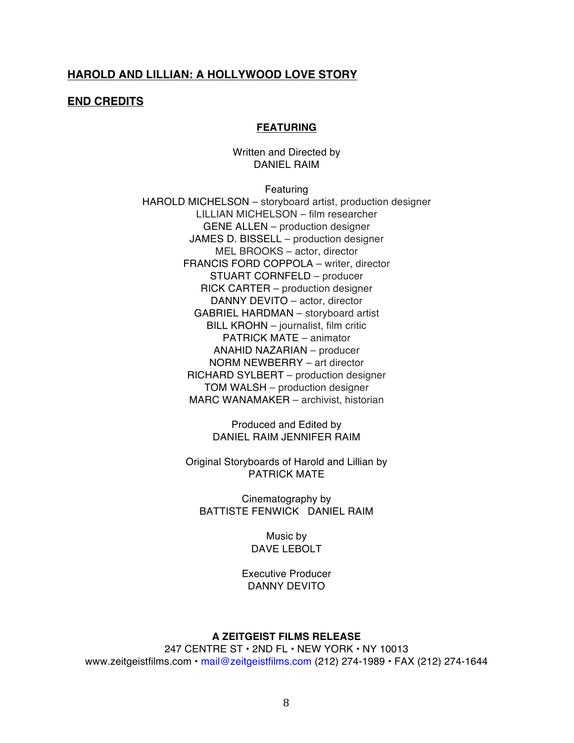**HAROLD AND LILLIAN: A HOLLYWOOD LOVE STORY**

**END CREDITS**

**FEATURING**

Written and Directed by
DANIEL RAIM

Featuring
HAROLD MICHELSON – storyboard artist, production designer
LILLIAN MICHELSON – film researcher
GENE ALLEN – production designer
JAMES D. BISSELL – production designer
MEL BROOKS – actor, director
FRANCIS FORD COPPOLA – writer, director
STUART CORNFELD – producer
RICK CARTER – production designer
DANNY DEVITO – actor, director
GABRIEL HARDMAN – storyboard artist
BILL KROHN – journalist, film critic
PATRICK MATE – animator
ANAHID NAZARIAN – producer
NORM NEWBERRY – art director
RICHARD SYLBERT – production designer
TOM WALSH – production designer
MARC WANAMAKER – archivist, historian

Produced and Edited by
DANIEL RAIM JENNIFER RAIM

Original Storyboards of Harold and Lillian by
PATRICK MATE

Cinematography by
BATTISTE FENWICK DANIEL RAIM

Music by
DAVE LEBOLT

Executive Producer
DANNY DEVITO

**A ZEITGEIST FILMS RELEASE**
247 CENTRE ST • 2ND FL • NEW YORK • NY 10013
www.zeitgeistfilms.com • mail@zeitgeistfilms.com (212) 274-1989 • FAX (212) 274-1644